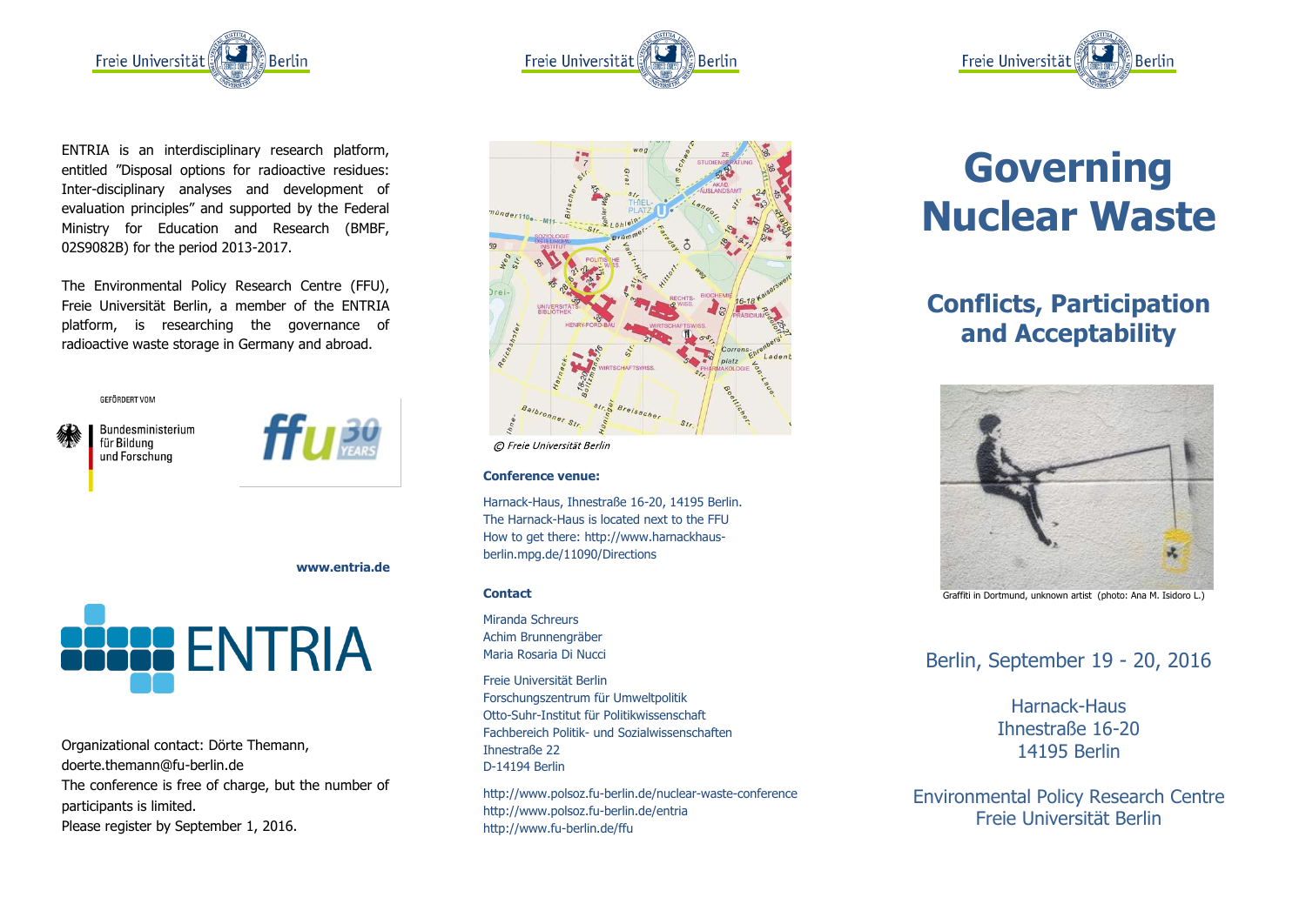ENTRIA is an interdisciplinary research platform, entitled "Disposal options for radioactive residues: Inter-disciplinary analyses and development of evaluation principles" and supported by the Federal Ministry for Education and Research (BMBF, 02S9082B) for the period 2013-2017.

The Environmental Policy Research Centre (FFU), Freie Universität Berlin, a member of the ENTRIA platform, is researching the governance of radioactive waste storage in Germany and abroad.

GEFÖRDERT VOM

Bundesministerium für Bildung und Forschung

**www.entria.de**

ENTRIA

Organizational contact: Dörte Themann, doerte.themann@fu-berlin.de
The conference is free of charge, but the number of participants is limited.
Please register by September 1, 2016.

© Freie Universität Berlin

**Conference venue:**

Harnack-Haus, Ihnestraße 16-20, 14195 Berlin.
The Harnack-Haus is located next to the FFU
How to get there: http://www.harnackhaus-berlin.mpg.de/11090/Directions

**Contact**

Miranda Schreurs
Achim Brunnengräber
Maria Rosaria Di Nucci

Freie Universität Berlin
Forschungszentrum für Umweltpolitik
Otto-Suhr-Institut für Politikwissenschaft
Fachbereich Politik- und Sozialwissenschaften
Ihnestraße 22
D-14194 Berlin

http://www.polsoz.fu-berlin.de/nuclear-waste-conference
http://www.polsoz.fu-berlin.de/entria
http://www.fu-berlin.de/ffu

# Governing Nuclear Waste

## Conflicts, Participation and Acceptability

Graffiti in Dortmund, unknown artist (photo: Ana M. Isidoro L.)

Berlin, September 19 - 20, 2016

Harnack-Haus
Ihnestraße 16-20
14195 Berlin

Environmental Policy Research Centre
Freie Universität Berlin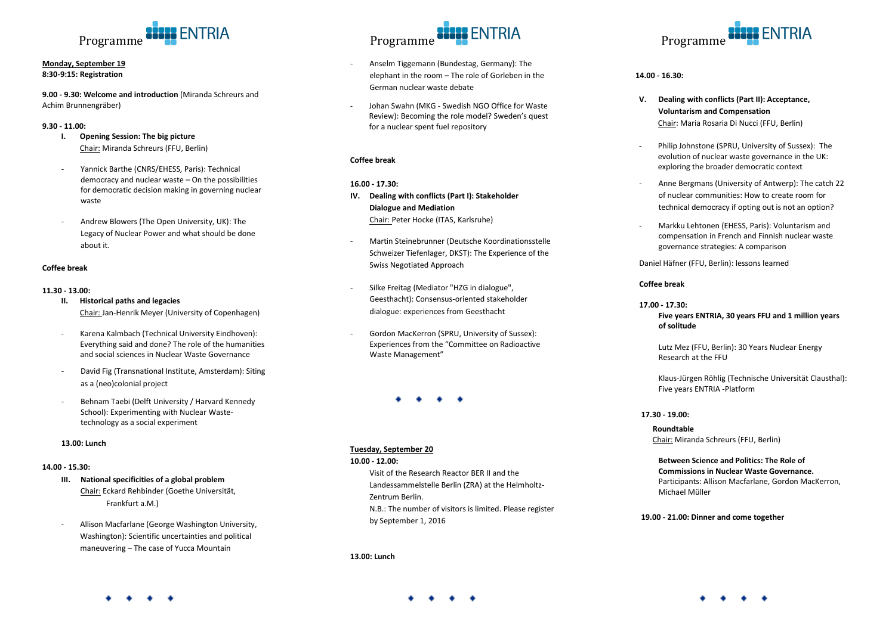# Programme ENTRIA

**Monday, September 19**
**8:30-9:15: Registration**

**9.00 - 9.30: Welcome and introduction** (Miranda Schreurs and Achim Brunnengräber)

**9.30 - 11.00:**

**I. Opening Session: The big picture**
Chair: Miranda Schreurs (FFU, Berlin)

- Yannick Barthe (CNRS/EHESS, Paris): Technical democracy and nuclear waste – On the possibilities for democratic decision making in governing nuclear waste
- Andrew Blowers (The Open University, UK): The Legacy of Nuclear Power and what should be done about it.

**Coffee break**

**11.30 - 13.00:**

**II. Historical paths and legacies**
Chair: Jan-Henrik Meyer (University of Copenhagen)

- Karena Kalmbach (Technical University Eindhoven): Everything said and done? The role of the humanities and social sciences in Nuclear Waste Governance
- David Fig (Transnational Institute, Amsterdam): Siting as a (neo)colonial project
- Behnam Taebi (Delft University / Harvard Kennedy School): Experimenting with Nuclear Waste-technology as a social experiment

**13.00: Lunch**

**14.00 - 15.30:**

**III. National specificities of a global problem**
Chair: Eckard Rehbinder (Goethe Universität, Frankfurt a.M.)

- Allison Macfarlane (George Washington University, Washington): Scientific uncertainties and political maneuvering – The case of Yucca Mountain
- Anselm Tiggemann (Bundestag, Germany): The elephant in the room – The role of Gorleben in the German nuclear waste debate
- Johan Swahn (MKG - Swedish NGO Office for Waste Review): Becoming the role model? Sweden's quest for a nuclear spent fuel repository

**Coffee break**

**16.00 - 17.30:**

**IV. Dealing with conflicts (Part I): Stakeholder Dialogue and Mediation**
Chair: Peter Hocke (ITAS, Karlsruhe)

- Martin Steinebrunner (Deutsche Koordinationsstelle Schweizer Tiefenlager, DKST): The Experience of the Swiss Negotiated Approach
- Silke Freitag (Mediator "HZG in dialogue", Geesthacht): Consensus-oriented stakeholder dialogue: experiences from Geesthacht
- Gordon MacKerron (SPRU, University of Sussex): Experiences from the "Committee on Radioactive Waste Management"

**Tuesday, September 20**
**10.00 - 12.00:**

Visit of the Research Reactor BER II and the Landessammelstelle Berlin (ZRA) at the Helmholtz-Zentrum Berlin.
N.B.: The number of visitors is limited. Please register by September 1, 2016

**13.00: Lunch**

**14.00 - 16.30:**

**V. Dealing with conflicts (Part II): Acceptance, Voluntarism and Compensation**
Chair: Maria Rosaria Di Nucci (FFU, Berlin)

- Philip Johnstone (SPRU, University of Sussex): The evolution of nuclear waste governance in the UK: exploring the broader democratic context
- Anne Bergmans (University of Antwerp): The catch 22 of nuclear communities: How to create room for technical democracy if opting out is not an option?
- Markku Lehtonen (EHESS, Paris): Voluntarism and compensation in French and Finnish nuclear waste governance strategies: A comparison

Daniel Häfner (FFU, Berlin): lessons learned

**Coffee break**

**17.00 - 17.30:**

**Five years ENTRIA, 30 years FFU and 1 million years of solitude**

Lutz Mez (FFU, Berlin): 30 Years Nuclear Energy Research at the FFU

Klaus-Jürgen Röhlig (Technische Universität Clausthal): Five years ENTRIA -Platform

**17.30 - 19.00:**

**Roundtable**
Chair: Miranda Schreurs (FFU, Berlin)

**Between Science and Politics: The Role of Commissions in Nuclear Waste Governance.**
Participants: Allison Macfarlane, Gordon MacKerron, Michael Müller

**19.00 - 21.00: Dinner and come together**